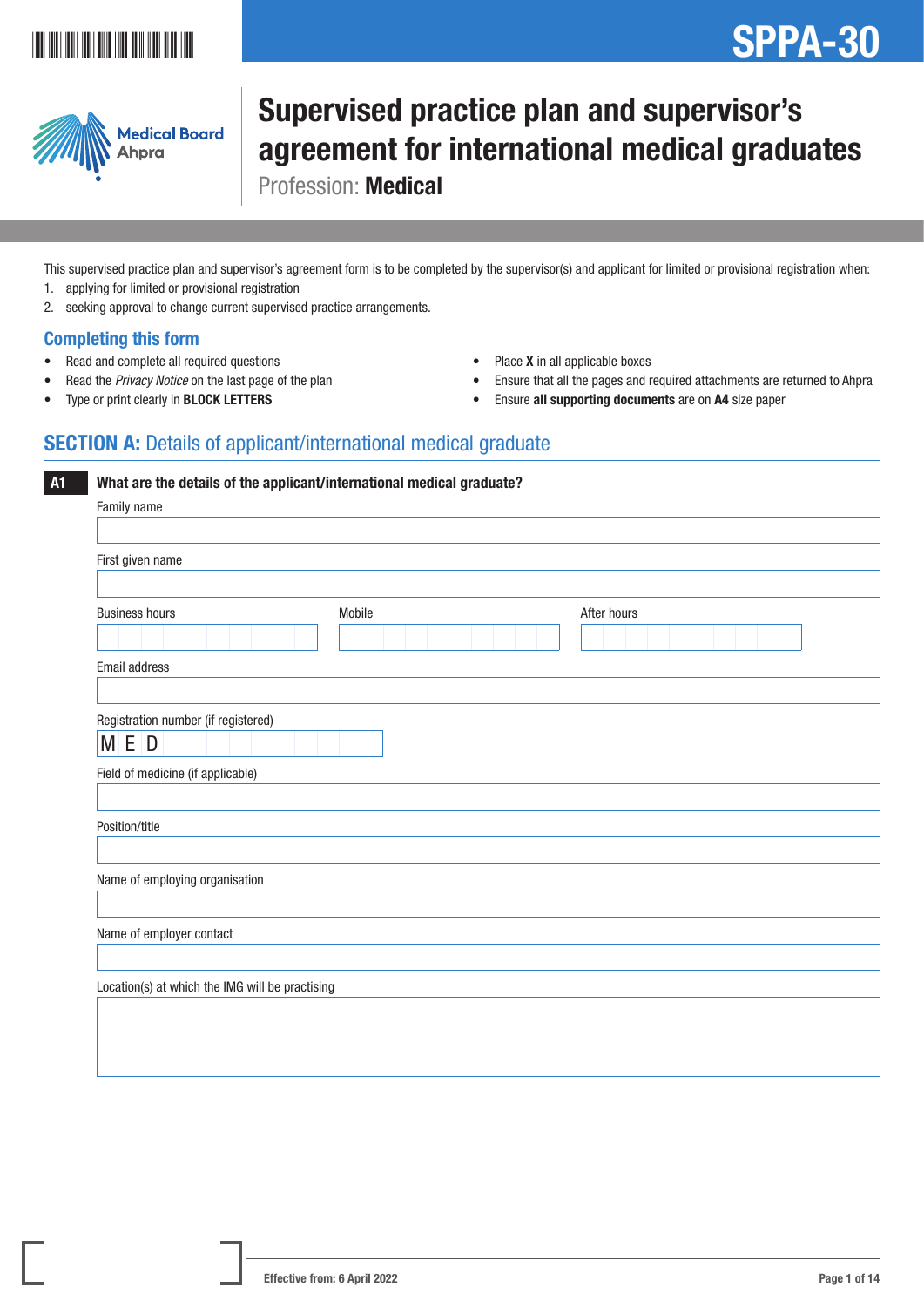SPPA-30

Medical Board
Ahpra

# Supervised practice plan and supervisor's agreement for international medical graduates

Profession: **Medical**

This supervised practice plan and supervisor's agreement form is to be completed by the supervisor(s) and applicant for limited or provisional registration when:

1. applying for limited or provisional registration
2. seeking approval to change current supervised practice arrangements.

## Completing this form

- Read and complete all required questions
- Read the *Privacy Notice* on the last page of the plan
- Type or print clearly in **BLOCK LETTERS**
- Place **X** in all applicable boxes
- Ensure that all the pages and required attachments are returned to Ahpra
- Ensure **all supporting documents** are on **A4** size paper

## SECTION A: Details of applicant/international medical graduate

**A1 What are the details of the applicant/international medical graduate?**

Family name

First given name

Business hours

Mobile

After hours

Email address

Registration number (if registered)

M E D

Field of medicine (if applicable)

Position/title

Name of employing organisation

Name of employer contact

Location(s) at which the IMG will be practising

Effective from: 6 April 2022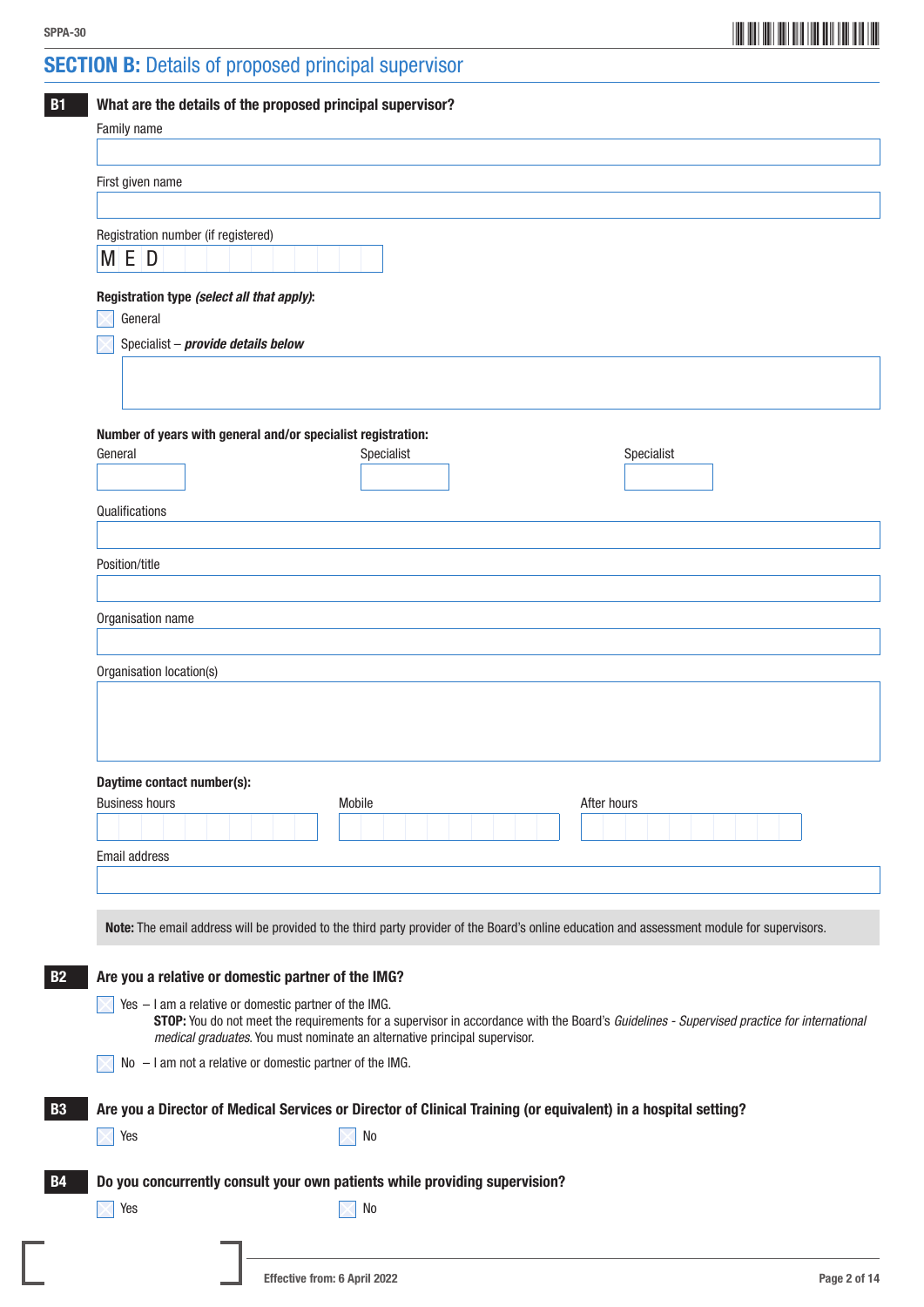## SECTION B: Details of proposed principal supervisor

**B1** **What are the details of the proposed principal supervisor?**

Family name

First given name

Registration number (if registered)

M E D

**Registration type *(select all that apply)*:**

☐ General

☐ Specialist – ***provide details below***

**Number of years with general and/or specialist registration:**

General | Specialist | Specialist

Qualifications

Position/title

Organisation name

Organisation location(s)

**Daytime contact number(s):**

Business hours | Mobile | After hours

Email address

**Note:** The email address will be provided to the third party provider of the Board's online education and assessment module for supervisors.

**B2** **Are you a relative or domestic partner of the IMG?**

☐ Yes – I am a relative or domestic partner of the IMG.
**STOP:** You do not meet the requirements for a supervisor in accordance with the Board's *Guidelines - Supervised practice for international medical graduates*. You must nominate an alternative principal supervisor.

☐ No – I am not a relative or domestic partner of the IMG.

**B3** **Are you a Director of Medical Services or Director of Clinical Training (or equivalent) in a hospital setting?**

☐ Yes ☐ No

**B4** **Do you concurrently consult your own patients while providing supervision?**

☐ Yes ☐ No

Effective from: 6 April 2022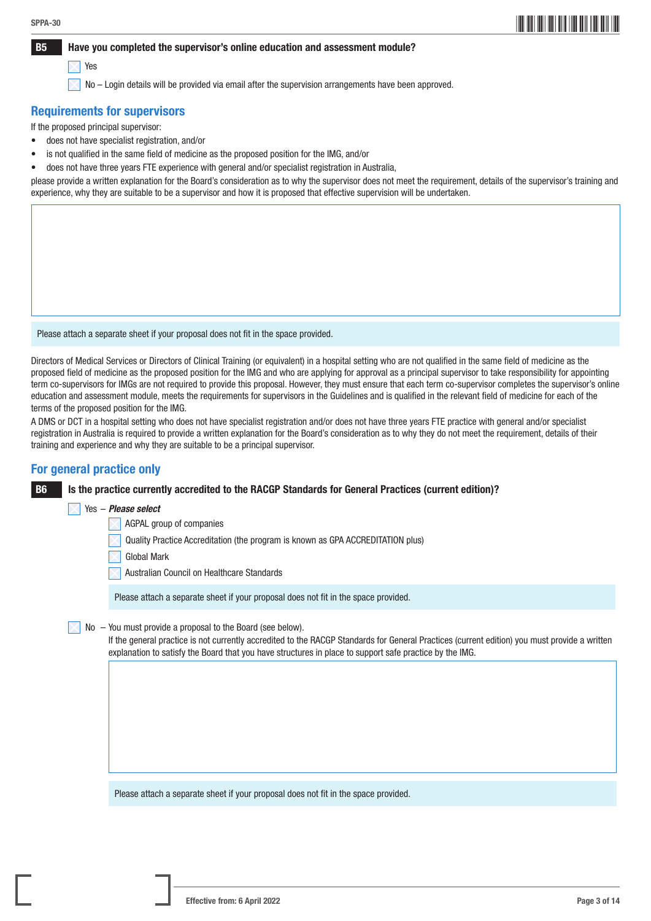**B5** **Have you completed the supervisor's online education and assessment module?**

☐ Yes

☐ No – Login details will be provided via email after the supervision arrangements have been approved.

## Requirements for supervisors

If the proposed principal supervisor:

- does not have specialist registration, and/or
- is not qualified in the same field of medicine as the proposed position for the IMG, and/or
- does not have three years FTE experience with general and/or specialist registration in Australia,

please provide a written explanation for the Board's consideration as to why the supervisor does not meet the requirement, details of the supervisor's training and experience, why they are suitable to be a supervisor and how it is proposed that effective supervision will be undertaken.

Please attach a separate sheet if your proposal does not fit in the space provided.

Directors of Medical Services or Directors of Clinical Training (or equivalent) in a hospital setting who are not qualified in the same field of medicine as the proposed field of medicine as the proposed position for the IMG and who are applying for approval as a principal supervisor to take responsibility for appointing term co-supervisors for IMGs are not required to provide this proposal. However, they must ensure that each term co-supervisor completes the supervisor's online education and assessment module, meets the requirements for supervisors in the Guidelines and is qualified in the relevant field of medicine for each of the terms of the proposed position for the IMG.

A DMS or DCT in a hospital setting who does not have specialist registration and/or does not have three years FTE practice with general and/or specialist registration in Australia is required to provide a written explanation for the Board's consideration as to why they do not meet the requirement, details of their training and experience and why they are suitable to be a principal supervisor.

## For general practice only

**B6** **Is the practice currently accredited to the RACGP Standards for General Practices (current edition)?**

☐ Yes – ***Please select***

☐ AGPAL group of companies

☐ Quality Practice Accreditation (the program is known as GPA ACCREDITATION plus)

☐ Global Mark

☐ Australian Council on Healthcare Standards

Please attach a separate sheet if your proposal does not fit in the space provided.

☐ No – You must provide a proposal to the Board (see below).

If the general practice is not currently accredited to the RACGP Standards for General Practices (current edition) you must provide a written explanation to satisfy the Board that you have structures in place to support safe practice by the IMG.

Please attach a separate sheet if your proposal does not fit in the space provided.

Effective from: 6 April 2022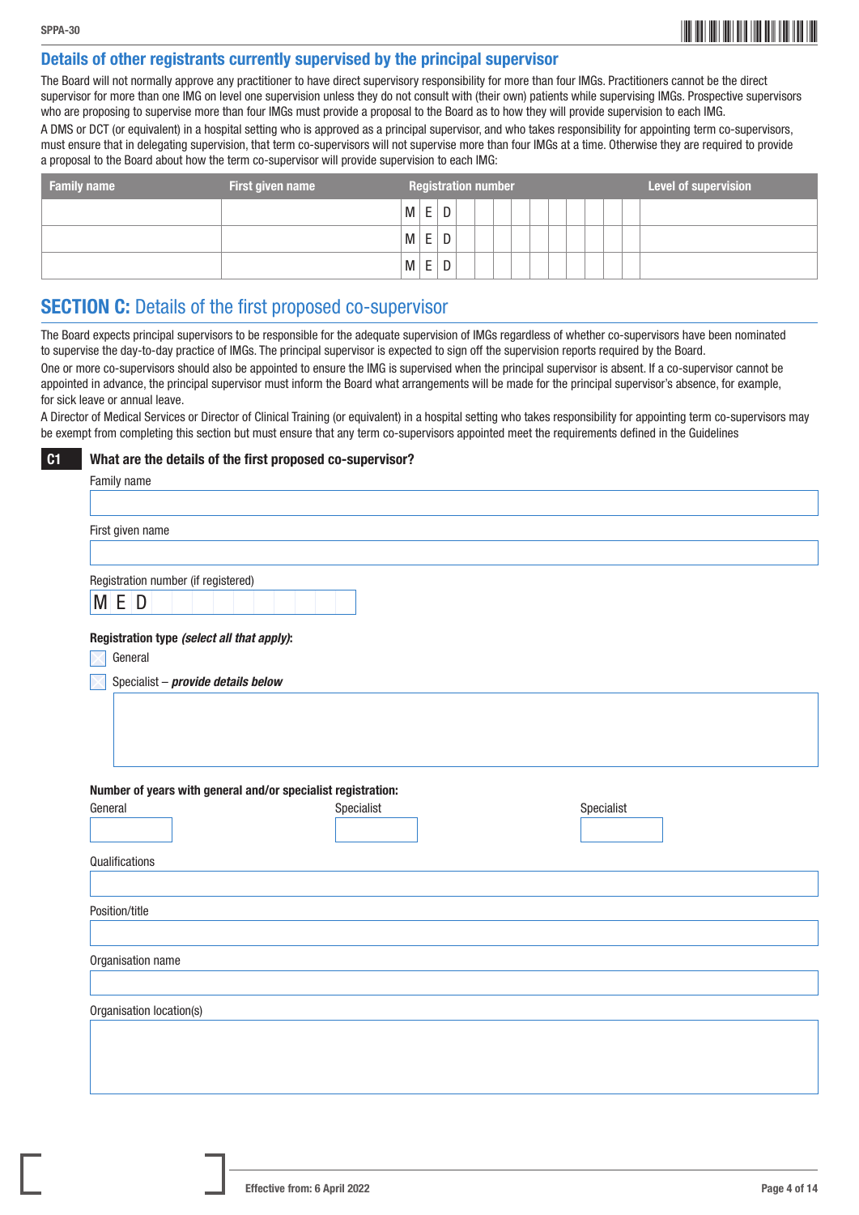## Details of other registrants currently supervised by the principal supervisor

The Board will not normally approve any practitioner to have direct supervisory responsibility for more than four IMGs. Practitioners cannot be the direct supervisor for more than one IMG on level one supervision unless they do not consult with (their own) patients while supervising IMGs. Prospective supervisors who are proposing to supervise more than four IMGs must provide a proposal to the Board as to how they will provide supervision to each IMG.

A DMS or DCT (or equivalent) in a hospital setting who is approved as a principal supervisor, and who takes responsibility for appointing term co-supervisors, must ensure that in delegating supervision, that term co-supervisors will not supervise more than four IMGs at a time. Otherwise they are required to provide a proposal to the Board about how the term co-supervisor will provide supervision to each IMG:

| Family name | First given name | Registration number | Level of supervision |
|---|---|---|---|
| | | MED | |
| | | MED | |
| | | MED | |

## SECTION C: Details of the first proposed co-supervisor

The Board expects principal supervisors to be responsible for the adequate supervision of IMGs regardless of whether co-supervisors have been nominated to supervise the day-to-day practice of IMGs. The principal supervisor is expected to sign off the supervision reports required by the Board.

One or more co-supervisors should also be appointed to ensure the IMG is supervised when the principal supervisor is absent. If a co-supervisor cannot be appointed in advance, the principal supervisor must inform the Board what arrangements will be made for the principal supervisor's absence, for example, for sick leave or annual leave.

A Director of Medical Services or Director of Clinical Training (or equivalent) in a hospital setting who takes responsibility for appointing term co-supervisors may be exempt from completing this section but must ensure that any term co-supervisors appointed meet the requirements defined in the Guidelines

**C1 What are the details of the first proposed co-supervisor?**

Family name

First given name

Registration number (if registered)

MED

**Registration type *(select all that apply)*:**

☐ General

☐ Specialist – ***provide details below***

**Number of years with general and/or specialist registration:**

General

Specialist

Specialist

Qualifications

Position/title

Organisation name

Organisation location(s)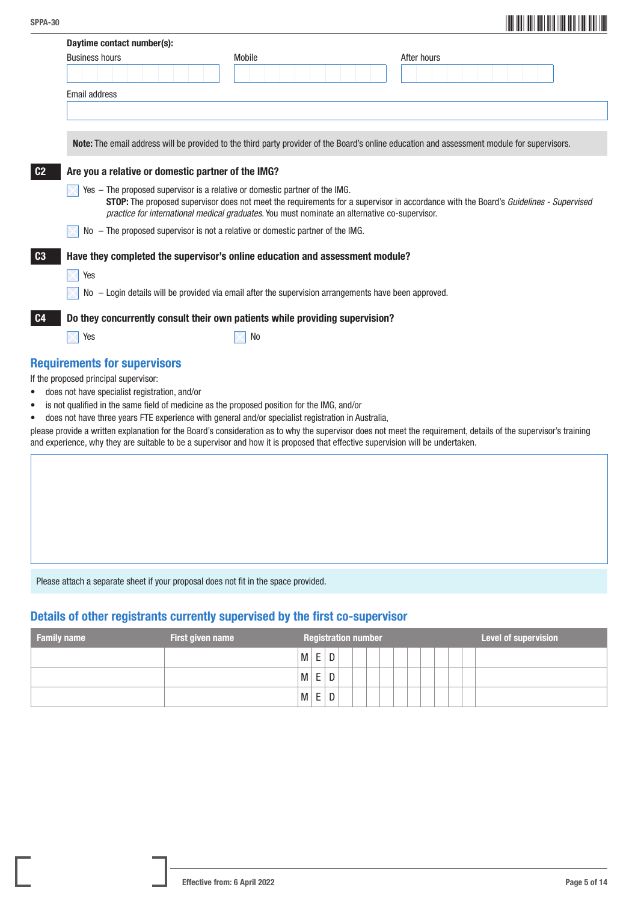**Daytime contact number(s):**

| Business hours | Mobile | After hours |
|---|---|---|
| | | |

Email address

| |
|---|
| |

**Note:** The email address will be provided to the third party provider of the Board's online education and assessment module for supervisors.

**C2** **Are you a relative or domestic partner of the IMG?**

- ☐ Yes – The proposed supervisor is a relative or domestic partner of the IMG.
  **STOP:** The proposed supervisor does not meet the requirements for a supervisor in accordance with the Board's *Guidelines - Supervised practice for international medical graduates*. You must nominate an alternative co-supervisor.
- ☐ No – The proposed supervisor is not a relative or domestic partner of the IMG.

**C3** **Have they completed the supervisor's online education and assessment module?**

- ☐ Yes
- ☐ No – Login details will be provided via email after the supervision arrangements have been approved.

**C4** **Do they concurrently consult their own patients while providing supervision?**

- ☐ Yes
- ☐ No

## Requirements for supervisors

If the proposed principal supervisor:

- does not have specialist registration, and/or
- is not qualified in the same field of medicine as the proposed position for the IMG, and/or
- does not have three years FTE experience with general and/or specialist registration in Australia,

please provide a written explanation for the Board's consideration as to why the supervisor does not meet the requirement, details of the supervisor's training and experience, why they are suitable to be a supervisor and how it is proposed that effective supervision will be undertaken.

| |
|---|
| |

Please attach a separate sheet if your proposal does not fit in the space provided.

## Details of other registrants currently supervised by the first co-supervisor

| Family name | First given name | Registration number | Level of supervision |
|---|---|---|---|
| | | MED | |
| | | MED | |
| | | MED | |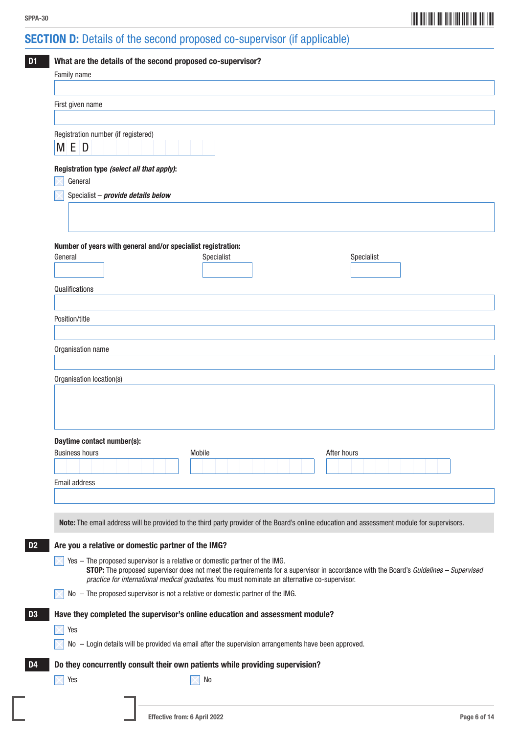## SECTION D: Details of the second proposed co-supervisor (if applicable)

**D1** **What are the details of the second proposed co-supervisor?**

Family name

First given name

Registration number (if registered)

M E D

**Registration type** ***(select all that apply)*****:**

☐ General

☐ Specialist – ***provide details below***

**Number of years with general and/or specialist registration:**

General

Specialist

Specialist

Qualifications

Position/title

Organisation name

Organisation location(s)

**Daytime contact number(s):**

Business hours

Mobile

After hours

Email address

**Note:** The email address will be provided to the third party provider of the Board's online education and assessment module for supervisors.

**D2** **Are you a relative or domestic partner of the IMG?**

☐ Yes – The proposed supervisor is a relative or domestic partner of the IMG.
**STOP:** The proposed supervisor does not meet the requirements for a supervisor in accordance with the Board's *Guidelines – Supervised practice for international medical graduates*. You must nominate an alternative co-supervisor.

☐ No – The proposed supervisor is not a relative or domestic partner of the IMG.

**D3** **Have they completed the supervisor's online education and assessment module?**

☐ Yes

☐ No – Login details will be provided via email after the supervision arrangements have been approved.

**D4** **Do they concurrently consult their own patients while providing supervision?**

☐ Yes ☐ No

Effective from: 6 April 2022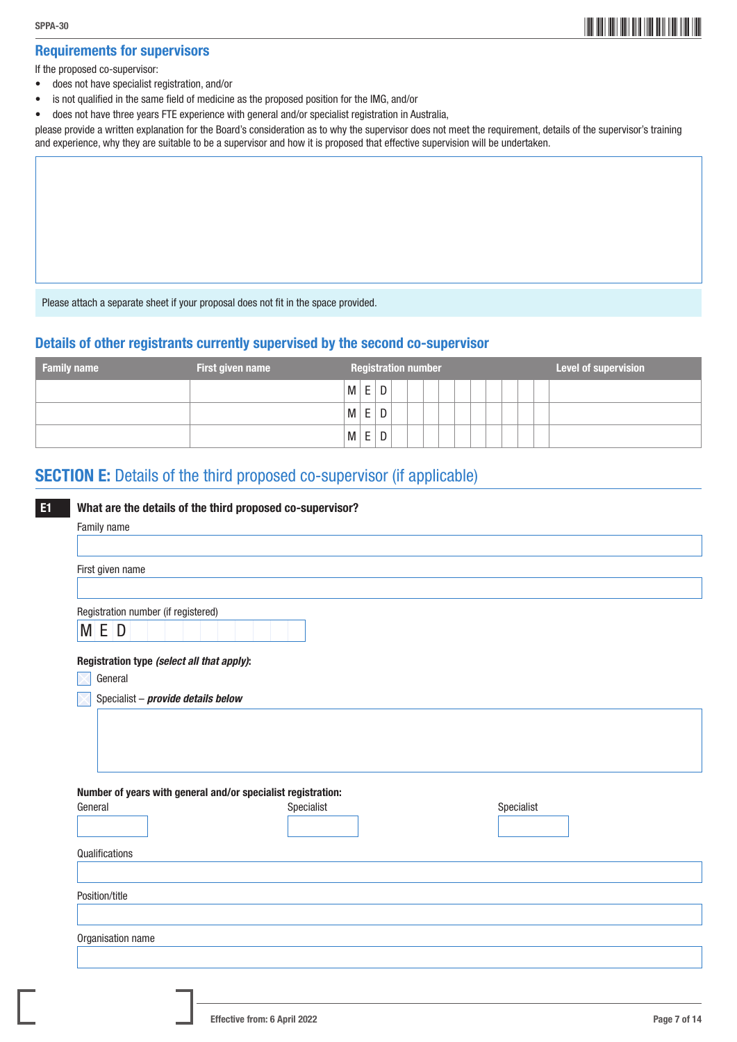## Requirements for supervisors

If the proposed co-supervisor:

- does not have specialist registration, and/or
- is not qualified in the same field of medicine as the proposed position for the IMG, and/or
- does not have three years FTE experience with general and/or specialist registration in Australia,

please provide a written explanation for the Board's consideration as to why the supervisor does not meet the requirement, details of the supervisor's training and experience, why they are suitable to be a supervisor and how it is proposed that effective supervision will be undertaken.

Please attach a separate sheet if your proposal does not fit in the space provided.

## Details of other registrants currently supervised by the second co-supervisor

| Family name | First given name | Registration number | Level of supervision |
|---|---|---|---|
| | | MED | |
| | | MED | |
| | | MED | |

# SECTION E: Details of the third proposed co-supervisor (if applicable)

**E1 What are the details of the third proposed co-supervisor?**

Family name

First given name

Registration number (if registered)

MED

**Registration type *(select all that apply)*:**

☐ General

☐ Specialist – ***provide details below***

**Number of years with general and/or specialist registration:**

General

Specialist

Specialist

Qualifications

Position/title

Organisation name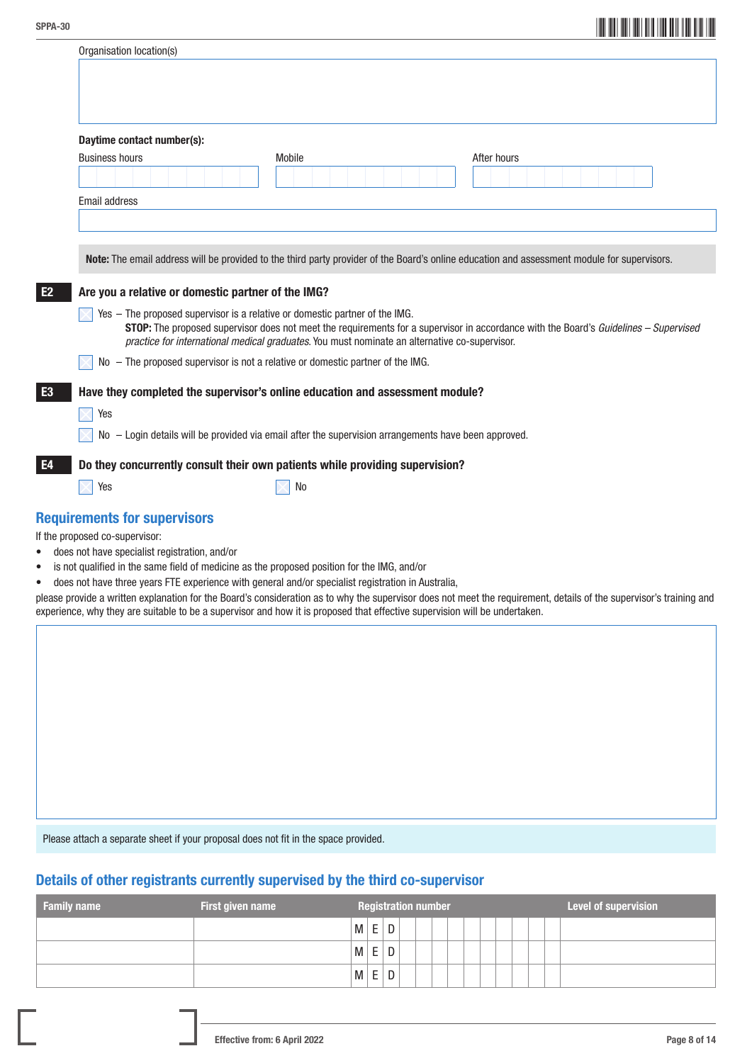Organisation location(s)

**Daytime contact number(s):**

Business hours

Mobile

After hours

Email address

**Note:** The email address will be provided to the third party provider of the Board's online education and assessment module for supervisors.

**E2** **Are you a relative or domestic partner of the IMG?**

☐ Yes – The proposed supervisor is a relative or domestic partner of the IMG.
**STOP:** The proposed supervisor does not meet the requirements for a supervisor in accordance with the Board's *Guidelines – Supervised practice for international medical graduates.* You must nominate an alternative co-supervisor.

☐ No – The proposed supervisor is not a relative or domestic partner of the IMG.

**E3** **Have they completed the supervisor's online education and assessment module?**

☐ Yes

☐ No – Login details will be provided via email after the supervision arrangements have been approved.

**E4** **Do they concurrently consult their own patients while providing supervision?**

☐ Yes ☐ No

## Requirements for supervisors

If the proposed co-supervisor:

- does not have specialist registration, and/or
- is not qualified in the same field of medicine as the proposed position for the IMG, and/or
- does not have three years FTE experience with general and/or specialist registration in Australia,

please provide a written explanation for the Board's consideration as to why the supervisor does not meet the requirement, details of the supervisor's training and experience, why they are suitable to be a supervisor and how it is proposed that effective supervision will be undertaken.

Please attach a separate sheet if your proposal does not fit in the space provided.

## Details of other registrants currently supervised by the third co-supervisor

| Family name | First given name | Registration number | Level of supervision |
|---|---|---|---|
| | | MED | |
| | | MED | |
| | | MED | |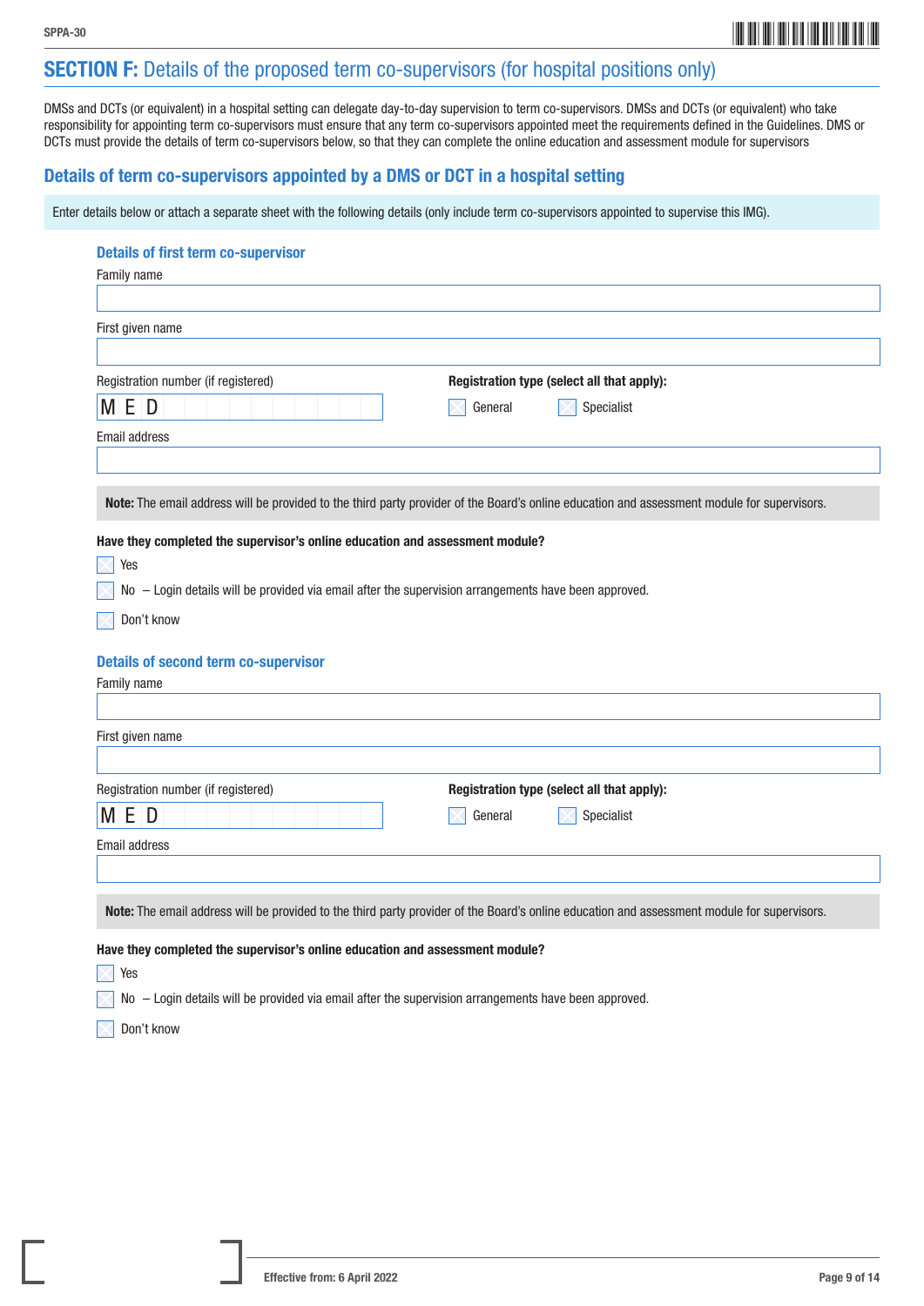## SECTION F: Details of the proposed term co-supervisors (for hospital positions only)

DMSs and DCTs (or equivalent) in a hospital setting can delegate day-to-day supervision to term co-supervisors. DMSs and DCTs (or equivalent) who take responsibility for appointing term co-supervisors must ensure that any term co-supervisors appointed meet the requirements defined in the Guidelines. DMS or DCTs must provide the details of term co-supervisors below, so that they can complete the online education and assessment module for supervisors

### Details of term co-supervisors appointed by a DMS or DCT in a hospital setting

Enter details below or attach a separate sheet with the following details (only include term co-supervisors appointed to supervise this IMG).

#### Details of first term co-supervisor

Family name

First given name

Registration number (if registered)

MED

**Registration type (select all that apply):**

☐ General ☐ Specialist

Email address

**Note:** The email address will be provided to the third party provider of the Board's online education and assessment module for supervisors.

**Have they completed the supervisor's online education and assessment module?**

☐ Yes

☐ No – Login details will be provided via email after the supervision arrangements have been approved.

☐ Don't know

#### Details of second term co-supervisor

Family name

First given name

Registration number (if registered)

MED

**Registration type (select all that apply):**

☐ General ☐ Specialist

Email address

**Note:** The email address will be provided to the third party provider of the Board's online education and assessment module for supervisors.

**Have they completed the supervisor's online education and assessment module?**

☐ Yes

☐ No – Login details will be provided via email after the supervision arrangements have been approved.

☐ Don't know

Effective from: 6 April 2022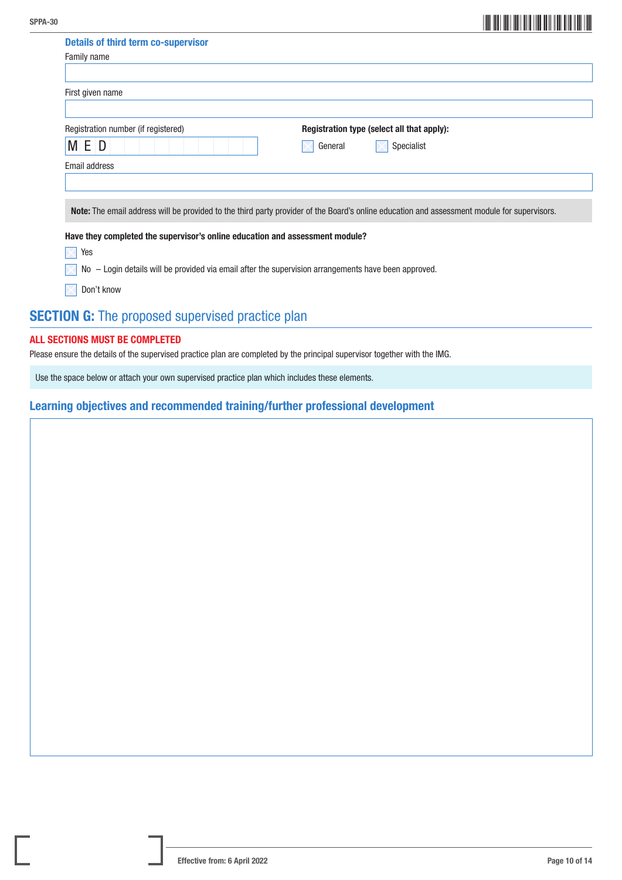### Details of third term co-supervisor

Family name

First given name

Registration number (if registered)

M E D

**Registration type (select all that apply):**

- ☐ General
- ☐ Specialist

Email address

**Note:** The email address will be provided to the third party provider of the Board's online education and assessment module for supervisors.

**Have they completed the supervisor's online education and assessment module?**

- ☐ Yes
- ☐ No – Login details will be provided via email after the supervision arrangements have been approved.
- ☐ Don't know

## SECTION G: The proposed supervised practice plan

**ALL SECTIONS MUST BE COMPLETED**

Please ensure the details of the supervised practice plan are completed by the principal supervisor together with the IMG.

Use the space below or attach your own supervised practice plan which includes these elements.

### Learning objectives and recommended training/further professional development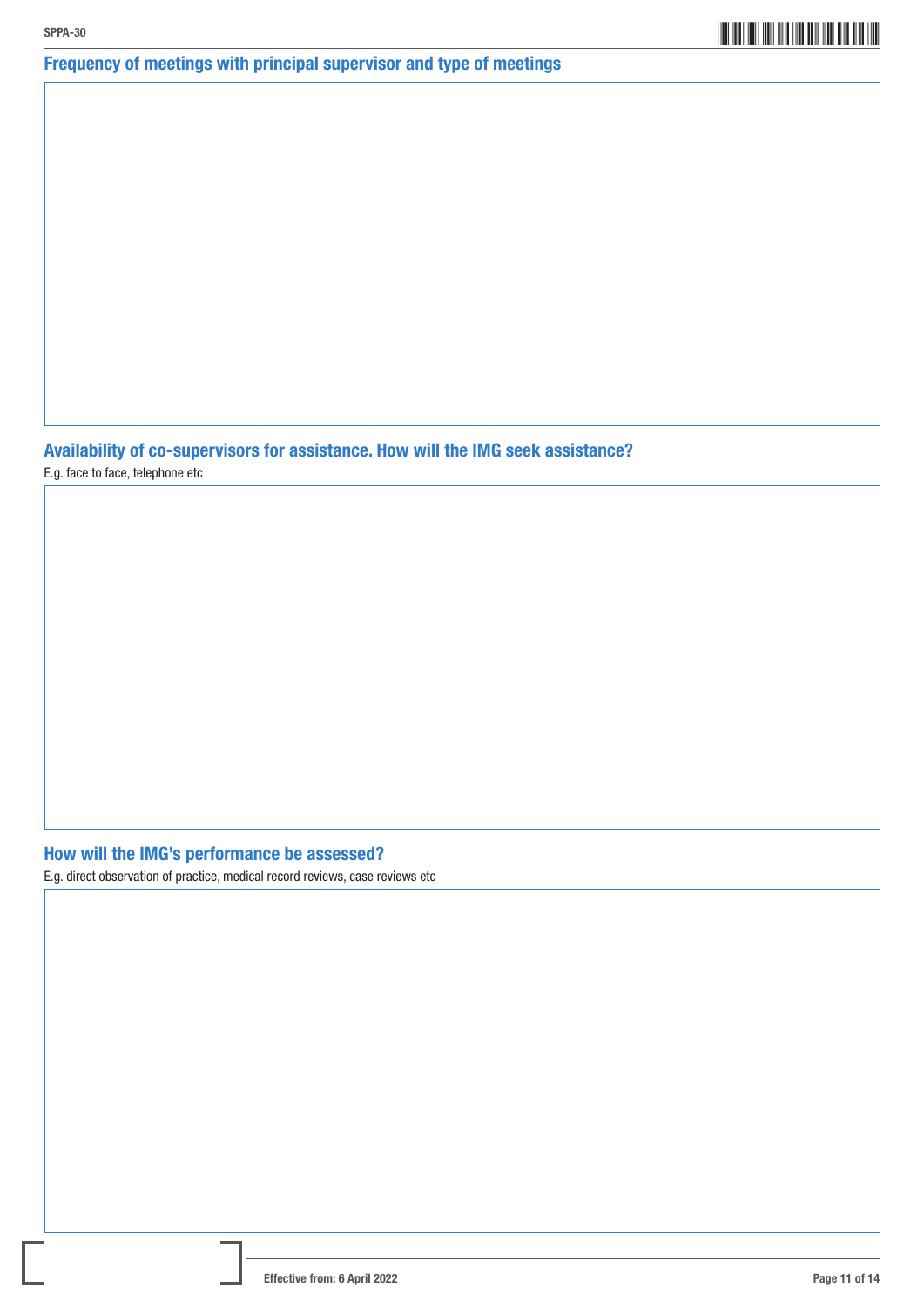## Frequency of meetings with principal supervisor and type of meetings

## Availability of co-supervisors for assistance. How will the IMG seek assistance?

E.g. face to face, telephone etc

## How will the IMG's performance be assessed?

E.g. direct observation of practice, medical record reviews, case reviews etc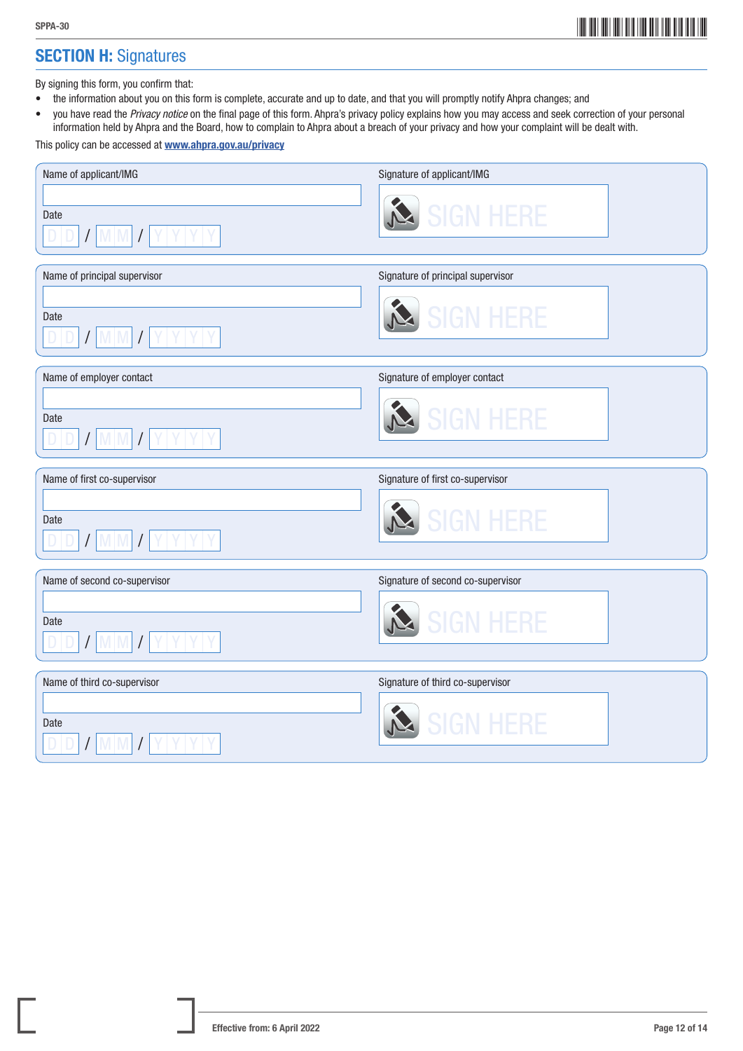## SECTION H: Signatures

By signing this form, you confirm that:

- the information about you on this form is complete, accurate and up to date, and that you will promptly notify Ahpra changes; and
- you have read the *Privacy notice* on the final page of this form. Ahpra's privacy policy explains how you may access and seek correction of your personal information held by Ahpra and the Board, how to complain to Ahpra about a breach of your privacy and how your complaint will be dealt with.

This policy can be accessed at **www.ahpra.gov.au/privacy**

| Name of applicant/IMG | Signature of applicant/IMG |
|---|---|
| | SIGN HERE |
| Date: DD / MM / YYYY | |

| Name of principal supervisor | Signature of principal supervisor |
|---|---|
| | SIGN HERE |
| Date: DD / MM / YYYY | |

| Name of employer contact | Signature of employer contact |
|---|---|
| | SIGN HERE |
| Date: DD / MM / YYYY | |

| Name of first co-supervisor | Signature of first co-supervisor |
|---|---|
| | SIGN HERE |
| Date: DD / MM / YYYY | |

| Name of second co-supervisor | Signature of second co-supervisor |
|---|---|
| | SIGN HERE |
| Date: DD / MM / YYYY | |

| Name of third co-supervisor | Signature of third co-supervisor |
|---|---|
| | SIGN HERE |
| Date: DD / MM / YYYY | |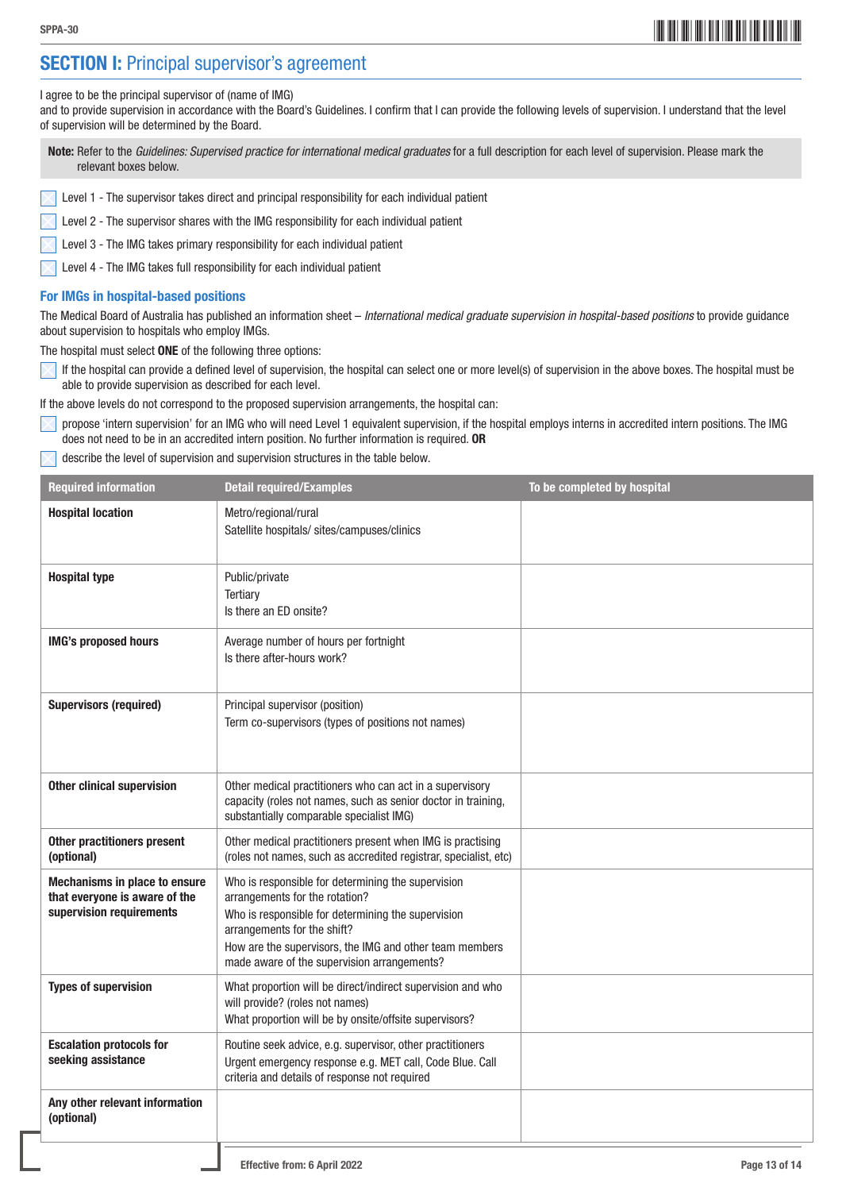## SECTION I: Principal supervisor's agreement

I agree to be the principal supervisor of (name of IMG)
and to provide supervision in accordance with the Board's Guidelines. I confirm that I can provide the following levels of supervision. I understand that the level of supervision will be determined by the Board.

> **Note:** Refer to the *Guidelines: Supervised practice for international medical graduates* for a full description for each level of supervision. Please mark the relevant boxes below.

- ☐ Level 1 - The supervisor takes direct and principal responsibility for each individual patient
- ☐ Level 2 - The supervisor shares with the IMG responsibility for each individual patient
- ☐ Level 3 - The IMG takes primary responsibility for each individual patient
- ☐ Level 4 - The IMG takes full responsibility for each individual patient

### For IMGs in hospital-based positions

The Medical Board of Australia has published an information sheet – *International medical graduate supervision in hospital-based positions* to provide guidance about supervision to hospitals who employ IMGs.

The hospital must select **ONE** of the following three options:

- ☐ If the hospital can provide a defined level of supervision, the hospital can select one or more level(s) of supervision in the above boxes. The hospital must be able to provide supervision as described for each level.

If the above levels do not correspond to the proposed supervision arrangements, the hospital can:

- ☐ propose 'intern supervision' for an IMG who will need Level 1 equivalent supervision, if the hospital employs interns in accredited intern positions. The IMG does not need to be in an accredited intern position. No further information is required. **OR**
- ☐ describe the level of supervision and supervision structures in the table below.

| Required information | Detail required/Examples | To be completed by hospital |
|---|---|---|
| **Hospital location** | Metro/regional/rural<br>Satellite hospitals/ sites/campuses/clinics | |
| **Hospital type** | Public/private<br>Tertiary<br>Is there an ED onsite? | |
| **IMG's proposed hours** | Average number of hours per fortnight<br>Is there after-hours work? | |
| **Supervisors (required)** | Principal supervisor (position)<br>Term co-supervisors (types of positions not names) | |
| **Other clinical supervision** | Other medical practitioners who can act in a supervisory capacity (roles not names, such as senior doctor in training, substantially comparable specialist IMG) | |
| **Other practitioners present (optional)** | Other medical practitioners present when IMG is practising (roles not names, such as accredited registrar, specialist, etc) | |
| **Mechanisms in place to ensure that everyone is aware of the supervision requirements** | Who is responsible for determining the supervision arrangements for the rotation?<br>Who is responsible for determining the supervision arrangements for the shift?<br>How are the supervisors, the IMG and other team members made aware of the supervision arrangements? | |
| **Types of supervision** | What proportion will be direct/indirect supervision and who will provide? (roles not names)<br>What proportion will be by onsite/offsite supervisors? | |
| **Escalation protocols for seeking assistance** | Routine seek advice, e.g. supervisor, other practitioners<br>Urgent emergency response e.g. MET call, Code Blue. Call criteria and details of response not required | |
| **Any other relevant information (optional)** | | |

Effective from: 6 April 2022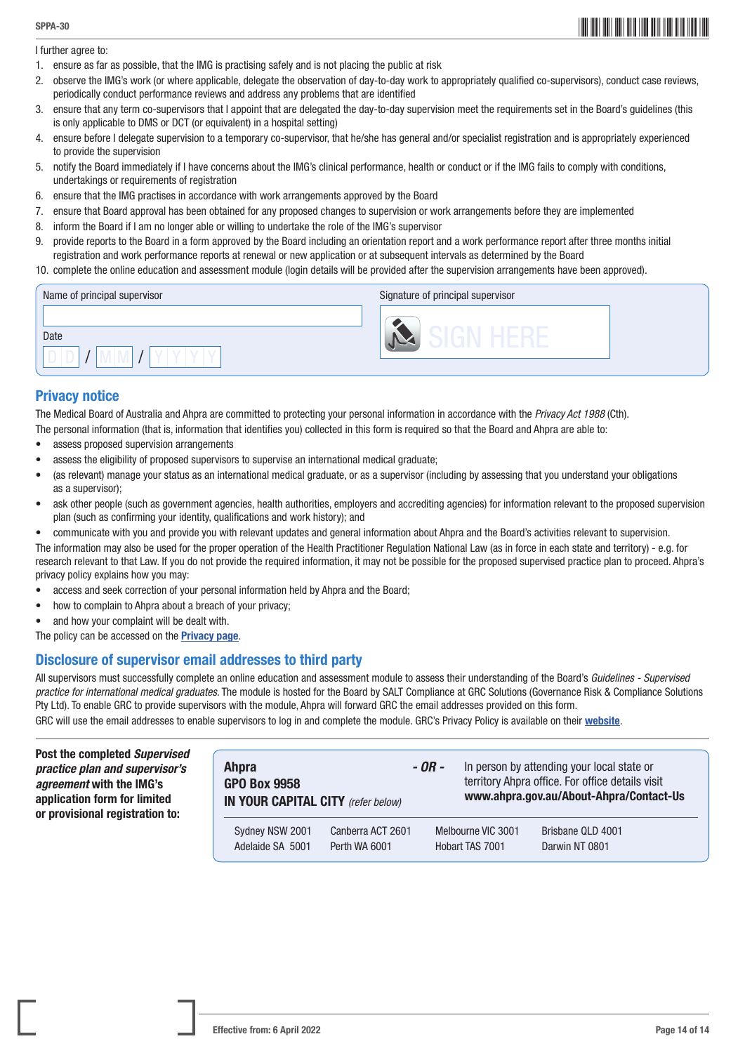I further agree to:

1. ensure as far as possible, that the IMG is practising safely and is not placing the public at risk
2. observe the IMG's work (or where applicable, delegate the observation of day-to-day work to appropriately qualified co-supervisors), conduct case reviews, periodically conduct performance reviews and address any problems that are identified
3. ensure that any term co-supervisors that I appoint that are delegated the day-to-day supervision meet the requirements set in the Board's guidelines (this is only applicable to DMS or DCT (or equivalent) in a hospital setting)
4. ensure before I delegate supervision to a temporary co-supervisor, that he/she has general and/or specialist registration and is appropriately experienced to provide the supervision
5. notify the Board immediately if I have concerns about the IMG's clinical performance, health or conduct or if the IMG fails to comply with conditions, undertakings or requirements of registration
6. ensure that the IMG practises in accordance with work arrangements approved by the Board
7. ensure that Board approval has been obtained for any proposed changes to supervision or work arrangements before they are implemented
8. inform the Board if I am no longer able or willing to undertake the role of the IMG's supervisor
9. provide reports to the Board in a form approved by the Board including an orientation report and a work performance report after three months initial registration and work performance reports at renewal or new application or at subsequent intervals as determined by the Board
10. complete the online education and assessment module (login details will be provided after the supervision arrangements have been approved).

Name of principal supervisor

Date

D D / M M / Y Y Y Y

Signature of principal supervisor

SIGN HERE

## Privacy notice

The Medical Board of Australia and Ahpra are committed to protecting your personal information in accordance with the *Privacy Act 1988* (Cth).

The personal information (that is, information that identifies you) collected in this form is required so that the Board and Ahpra are able to:

- assess proposed supervision arrangements
- assess the eligibility of proposed supervisors to supervise an international medical graduate;
- (as relevant) manage your status as an international medical graduate, or as a supervisor (including by assessing that you understand your obligations as a supervisor);
- ask other people (such as government agencies, health authorities, employers and accrediting agencies) for information relevant to the proposed supervision plan (such as confirming your identity, qualifications and work history); and
- communicate with you and provide you with relevant updates and general information about Ahpra and the Board's activities relevant to supervision.

The information may also be used for the proper operation of the Health Practitioner Regulation National Law (as in force in each state and territory) - e.g. for research relevant to that Law. If you do not provide the required information, it may not be possible for the proposed supervised practice plan to proceed. Ahpra's privacy policy explains how you may:

- access and seek correction of your personal information held by Ahpra and the Board;
- how to complain to Ahpra about a breach of your privacy;
- and how your complaint will be dealt with.

The policy can be accessed on the **Privacy page**.

## Disclosure of supervisor email addresses to third party

All supervisors must successfully complete an online education and assessment module to assess their understanding of the Board's *Guidelines - Supervised practice for international medical graduates*. The module is hosted for the Board by SALT Compliance at GRC Solutions (Governance Risk & Compliance Solutions Pty Ltd). To enable GRC to provide supervisors with the module, Ahpra will forward GRC the email addresses provided on this form.

GRC will use the email addresses to enable supervisors to log in and complete the module. GRC's Privacy Policy is available on their **website**.

**Post the completed *Supervised practice plan and supervisor's agreement* with the IMG's application form for limited or provisional registration to:**

**Ahpra**
**GPO Box 9958**
**IN YOUR CAPITAL CITY** *(refer below)*

***- OR -***

In person by attending your local state or territory Ahpra office. For office details visit **www.ahpra.gov.au/About-Ahpra/Contact-Us**

| | | | |
|---|---|---|---|
| Sydney NSW 2001 | Canberra ACT 2601 | Melbourne VIC 3001 | Brisbane QLD 4001 |
| Adelaide SA 5001 | Perth WA 6001 | Hobart TAS 7001 | Darwin NT 0801 |

Effective from: 6 April 2022